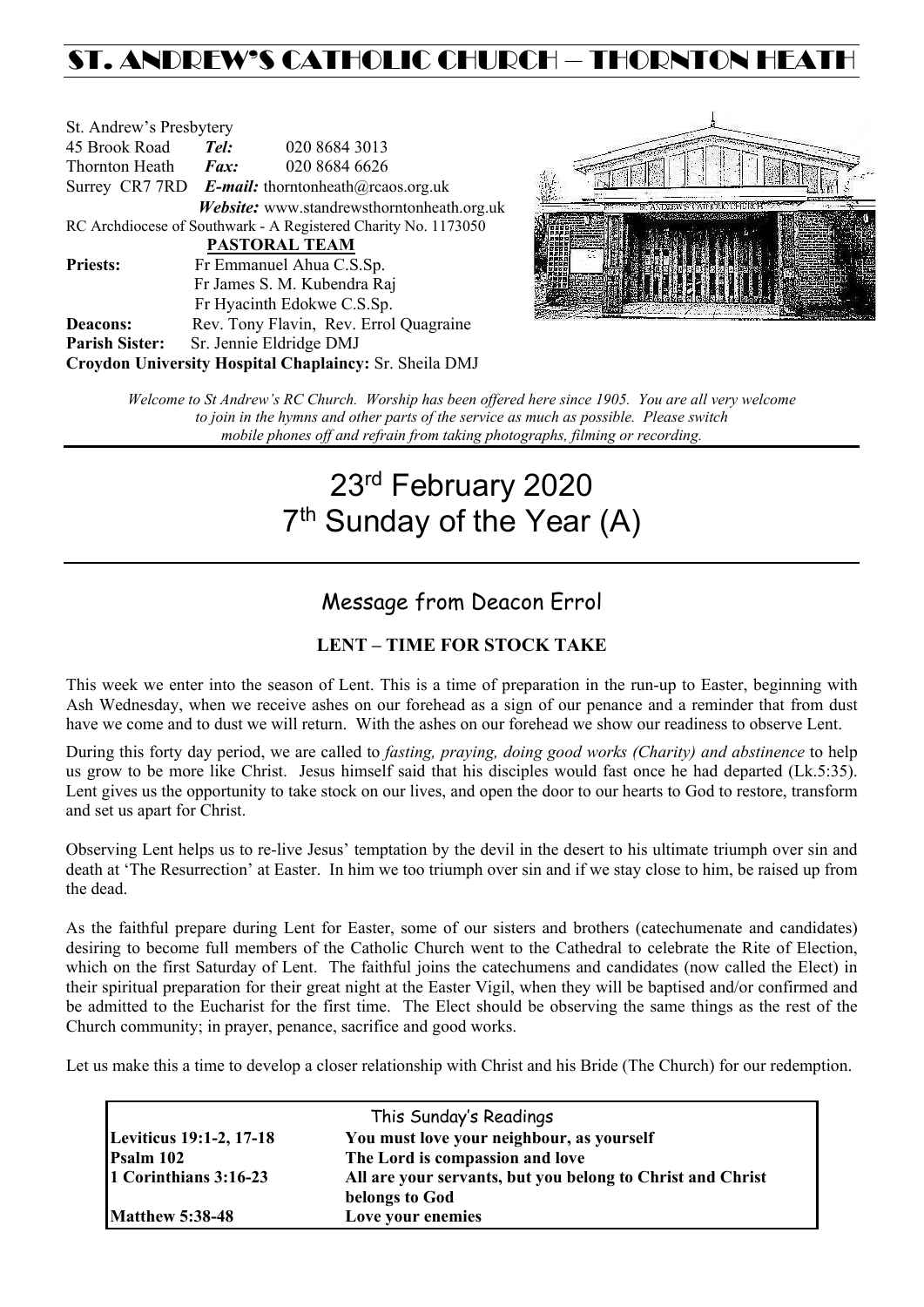# ST. ANDREW'S CATHOLIC CHURCH – THORNTON HEATH

St. Andrew's Presbytery
45 Brook Road **Tel:** 020 8684 3013
Thornton Heath **Fax:** 020 8684 6626
Surrey CR7 7RD ***E-mail:*** thorntonheath@rcaos.org.uk
***Website:*** www.standrewsthorntonheath.org.uk
RC Archdiocese of Southwark - A Registered Charity No. 1173050

**PASTORAL TEAM**

**Priests:** Fr Emmanuel Ahua C.S.Sp.
Fr James S. M. Kubendra Raj
Fr Hyacinth Edokwe C.S.Sp.
**Deacons:** Rev. Tony Flavin, Rev. Errol Quagraine
**Parish Sister:** Sr. Jennie Eldridge DMJ
**Croydon University Hospital Chaplaincy:** Sr. Sheila DMJ

*Welcome to St Andrew's RC Church. Worship has been offered here since 1905. You are all very welcome to join in the hymns and other parts of the service as much as possible. Please switch mobile phones off and refrain from taking photographs, filming or recording.*

# 23rd February 2020
# 7th Sunday of the Year (A)

## Message from Deacon Errol

**LENT – TIME FOR STOCK TAKE**

This week we enter into the season of Lent. This is a time of preparation in the run-up to Easter, beginning with Ash Wednesday, when we receive ashes on our forehead as a sign of our penance and a reminder that from dust have we come and to dust we will return. With the ashes on our forehead we show our readiness to observe Lent.

During this forty day period, we are called to *fasting, praying, doing good works (Charity) and abstinence* to help us grow to be more like Christ. Jesus himself said that his disciples would fast once he had departed (Lk.5:35). Lent gives us the opportunity to take stock on our lives, and open the door to our hearts to God to restore, transform and set us apart for Christ.

Observing Lent helps us to re-live Jesus' temptation by the devil in the desert to his ultimate triumph over sin and death at 'The Resurrection' at Easter. In him we too triumph over sin and if we stay close to him, be raised up from the dead.

As the faithful prepare during Lent for Easter, some of our sisters and brothers (catechumenate and candidates) desiring to become full members of the Catholic Church went to the Cathedral to celebrate the Rite of Election, which on the first Saturday of Lent. The faithful joins the catechumens and candidates (now called the Elect) in their spiritual preparation for their great night at the Easter Vigil, when they will be baptised and/or confirmed and be admitted to the Eucharist for the first time. The Elect should be observing the same things as the rest of the Church community; in prayer, penance, sacrifice and good works.

Let us make this a time to develop a closer relationship with Christ and his Bride (The Church) for our redemption.

| This Sunday's Readings | |
|---|---|
| **Leviticus 19:1-2, 17-18** | **You must love your neighbour, as yourself** |
| **Psalm 102** | **The Lord is compassion and love** |
| **1 Corinthians 3:16-23** | **All are your servants, but you belong to Christ and Christ belongs to God** |
| **Matthew 5:38-48** | **Love your enemies** |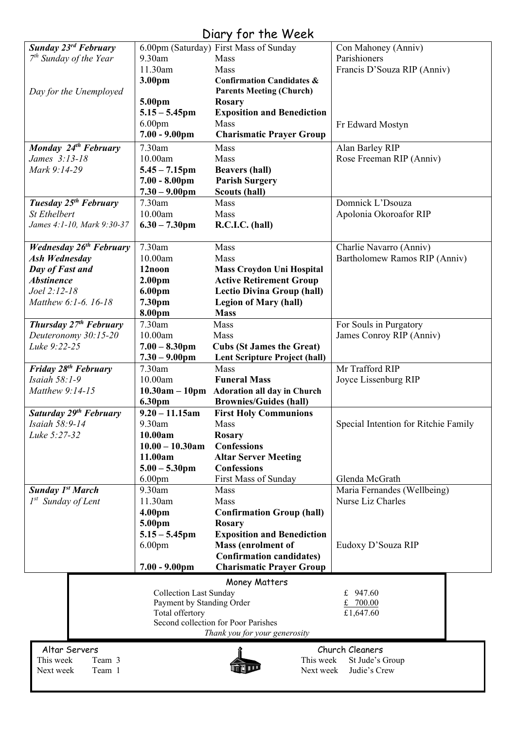# Diary for the Week

| Day | Time | Event | Intention |
|---|---|---|---|
| ***Sunday 23rd February*** | 6.00pm (Saturday) | First Mass of Sunday | Con Mahoney (Anniv) |
| *7th Sunday of the Year* | 9.30am | Mass | Parishioners |
| | 11.30am | Mass | Francis D'Souza RIP (Anniv) |
| | **3.00pm** | **Confirmation Candidates & Parents Meeting (Church)** | |
| *Day for the Unemployed* | **5.00pm** | **Rosary** | |
| | **5.15 – 5.45pm** | **Exposition and Benediction** | |
| | 6.00pm | Mass | Fr Edward Mostyn |
| | **7.00 - 9.00pm** | **Charismatic Prayer Group** | |
| ***Monday 24th February*** | 7.30am | Mass | Alan Barley RIP |
| *James 3:13-18* | 10.00am | Mass | Rose Freeman RIP (Anniv) |
| *Mark 9:14-29* | **5.45 – 7.15pm** | **Beavers (hall)** | |
| | **7.00 - 8.00pm** | **Parish Surgery** | |
| | **7.30 – 9.00pm** | **Scouts (hall)** | |
| ***Tuesday 25th February*** | 7.30am | Mass | Domnick L'Dsouza |
| *St Ethelbert* | 10.00am | Mass | Apolonia Okoroafor RIP |
| *James 4:1-10, Mark 9:30-37* | **6.30 – 7.30pm** | **R.C.I.C. (hall)** | |
| ***Wednesday 26th February*** | 7.30am | Mass | Charlie Navarro (Anniv) |
| ***Ash Wednesday*** | 10.00am | Mass | Bartholomew Ramos RIP (Anniv) |
| ***Day of Fast and Abstinence*** | **12noon** | **Mass Croydon Uni Hospital** | |
| *Joel 2:12-18* | **2.00pm** | **Active Retirement Group** | |
| *Matthew 6:1-6. 16-18* | **6.00pm** | **Lectio Divina Group (hall)** | |
| | **7.30pm** | **Legion of Mary (hall)** | |
| | **8.00pm** | **Mass** | |
| ***Thursday 27th February*** | 7.30am | Mass | For Souls in Purgatory |
| *Deuteronomy 30:15-20* | 10.00am | Mass | James Conroy RIP (Anniv) |
| *Luke 9:22-25* | **7.00 – 8.30pm** | **Cubs (St James the Great)** | |
| | **7.30 – 9.00pm** | **Lent Scripture Project (hall)** | |
| ***Friday 28th February*** | 7.30am | Mass | Mr Trafford RIP |
| *Isaiah 58:1-9* | 10.00am | **Funeral Mass** | Joyce Lissenburg RIP |
| *Matthew 9:14-15* | **10.30am – 10pm** | **Adoration all day in Church** | |
| | **6.30pm** | **Brownies/Guides (hall)** | |
| ***Saturday 29th February*** | **9.20 – 11.15am** | **First Holy Communions** | |
| *Isaiah 58:9-14* | 9.30am | Mass | Special Intention for Ritchie Family |
| *Luke 5:27-32* | **10.00am** | **Rosary** | |
| | **10.00 – 10.30am** | **Confessions** | |
| | **11.00am** | **Altar Server Meeting** | |
| | **5.00 – 5.30pm** | **Confessions** | |
| | 6.00pm | First Mass of Sunday | Glenda McGrath |
| ***Sunday 1st March*** | 9.30am | Mass | Maria Fernandes (Wellbeing) |
| *1st Sunday of Lent* | 11.30am | Mass | Nurse Liz Charles |
| | **4.00pm** | **Confirmation Group (hall)** | |
| | **5.00pm** | **Rosary** | |
| | **5.15 – 5.45pm** | **Exposition and Benediction** | |
| | 6.00pm | **Mass (enrolment of Confirmation candidates)** | Eudoxy D'Souza RIP |
| | **7.00 - 9.00pm** | **Charismatic Prayer Group** | |

## Money Matters

| | |
|---|---|
| Collection Last Sunday | £ 947.60 |
| Payment by Standing Order | £ 700.00 |
| Total offertory | £1,647.60 |
| Second collection for Poor Parishes | |

*Thank you for your generosity*

**Altar Servers**
This week Team 3
Next week Team 1

**Church Cleaners**
This week St Jude's Group
Next week Judie's Crew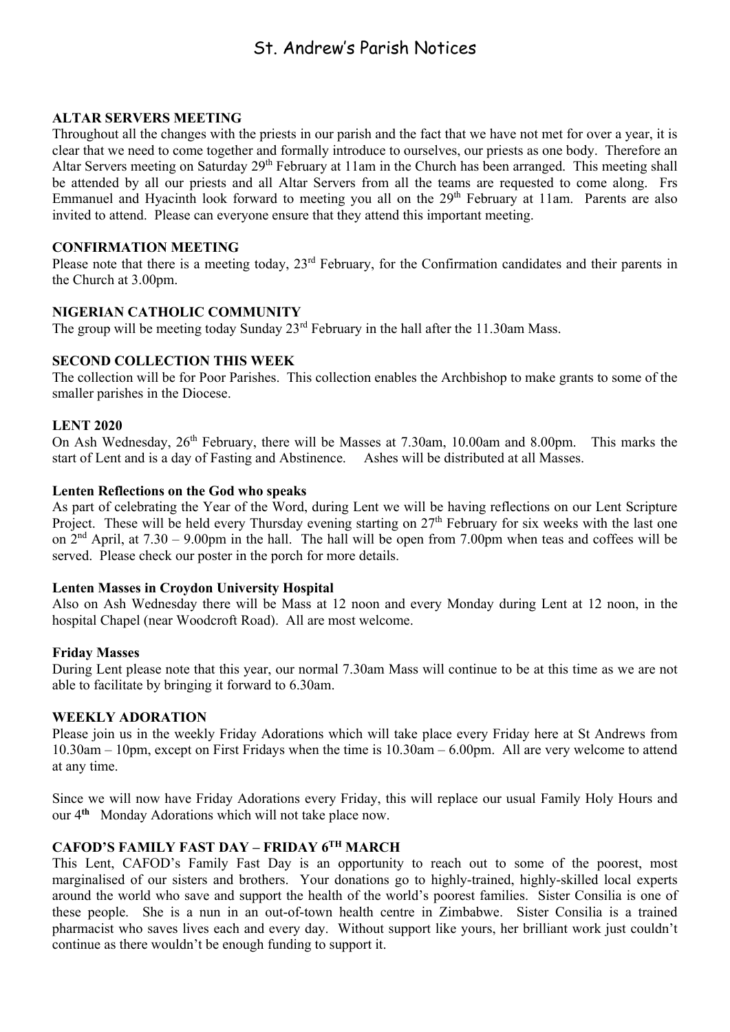# St. Andrew's Parish Notices

**ALTAR SERVERS MEETING**

Throughout all the changes with the priests in our parish and the fact that we have not met for over a year, it is clear that we need to come together and formally introduce to ourselves, our priests as one body. Therefore an Altar Servers meeting on Saturday 29th February at 11am in the Church has been arranged. This meeting shall be attended by all our priests and all Altar Servers from all the teams are requested to come along. Frs Emmanuel and Hyacinth look forward to meeting you all on the 29th February at 11am. Parents are also invited to attend. Please can everyone ensure that they attend this important meeting.

**CONFIRMATION MEETING**

Please note that there is a meeting today, 23rd February, for the Confirmation candidates and their parents in the Church at 3.00pm.

**NIGERIAN CATHOLIC COMMUNITY**

The group will be meeting today Sunday 23rd February in the hall after the 11.30am Mass.

**SECOND COLLECTION THIS WEEK**

The collection will be for Poor Parishes. This collection enables the Archbishop to make grants to some of the smaller parishes in the Diocese.

**LENT 2020**

On Ash Wednesday, 26th February, there will be Masses at 7.30am, 10.00am and 8.00pm. This marks the start of Lent and is a day of Fasting and Abstinence. Ashes will be distributed at all Masses.

**Lenten Reflections on the God who speaks**

As part of celebrating the Year of the Word, during Lent we will be having reflections on our Lent Scripture Project. These will be held every Thursday evening starting on 27th February for six weeks with the last one on 2nd April, at 7.30 – 9.00pm in the hall. The hall will be open from 7.00pm when teas and coffees will be served. Please check our poster in the porch for more details.

**Lenten Masses in Croydon University Hospital**

Also on Ash Wednesday there will be Mass at 12 noon and every Monday during Lent at 12 noon, in the hospital Chapel (near Woodcroft Road). All are most welcome.

**Friday Masses**

During Lent please note that this year, our normal 7.30am Mass will continue to be at this time as we are not able to facilitate by bringing it forward to 6.30am.

**WEEKLY ADORATION**

Please join us in the weekly Friday Adorations which will take place every Friday here at St Andrews from 10.30am – 10pm, except on First Fridays when the time is 10.30am – 6.00pm. All are very welcome to attend at any time.

Since we will now have Friday Adorations every Friday, this will replace our usual Family Holy Hours and our 4th Monday Adorations which will not take place now.

**CAFOD'S FAMILY FAST DAY – FRIDAY 6TH MARCH**

This Lent, CAFOD's Family Fast Day is an opportunity to reach out to some of the poorest, most marginalised of our sisters and brothers. Your donations go to highly-trained, highly-skilled local experts around the world who save and support the health of the world's poorest families. Sister Consilia is one of these people. She is a nun in an out-of-town health centre in Zimbabwe. Sister Consilia is a trained pharmacist who saves lives each and every day. Without support like yours, her brilliant work just couldn't continue as there wouldn't be enough funding to support it.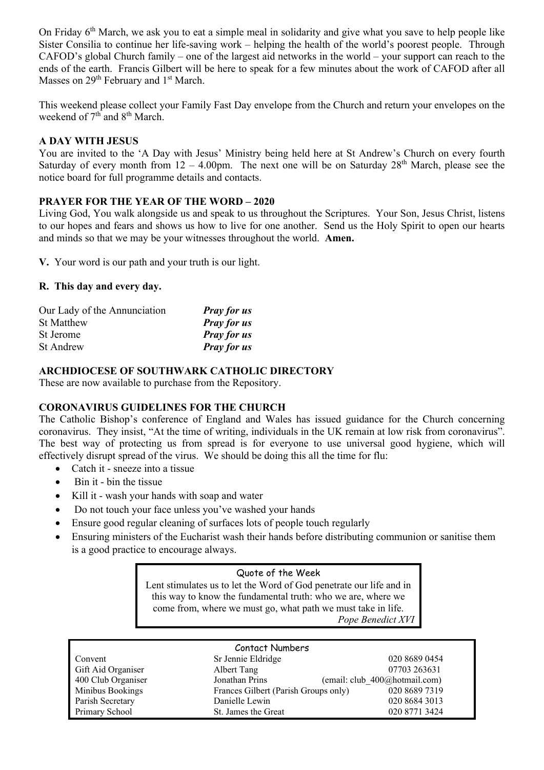On Friday 6th March, we ask you to eat a simple meal in solidarity and give what you save to help people like Sister Consilia to continue her life-saving work – helping the health of the world's poorest people. Through CAFOD's global Church family – one of the largest aid networks in the world – your support can reach to the ends of the earth. Francis Gilbert will be here to speak for a few minutes about the work of CAFOD after all Masses on 29th February and 1st March.

This weekend please collect your Family Fast Day envelope from the Church and return your envelopes on the weekend of 7th and 8th March.

**A DAY WITH JESUS**

You are invited to the 'A Day with Jesus' Ministry being held here at St Andrew's Church on every fourth Saturday of every month from 12 – 4.00pm. The next one will be on Saturday 28th March, please see the notice board for full programme details and contacts.

**PRAYER FOR THE YEAR OF THE WORD – 2020**

Living God, You walk alongside us and speak to us throughout the Scriptures. Your Son, Jesus Christ, listens to our hopes and fears and shows us how to live for one another. Send us the Holy Spirit to open our hearts and minds so that we may be your witnesses throughout the world. **Amen.**

**V.** Your word is our path and your truth is our light.

**R. This day and every day.**

| | |
|---|---|
| Our Lady of the Annunciation | ***Pray for us*** |
| St Matthew | ***Pray for us*** |
| St Jerome | ***Pray for us*** |
| St Andrew | ***Pray for us*** |

**ARCHDIOCESE OF SOUTHWARK CATHOLIC DIRECTORY**

These are now available to purchase from the Repository.

**CORONAVIRUS GUIDELINES FOR THE CHURCH**

The Catholic Bishop's conference of England and Wales has issued guidance for the Church concerning coronavirus. They insist, "At the time of writing, individuals in the UK remain at low risk from coronavirus". The best way of protecting us from spread is for everyone to use universal good hygiene, which will effectively disrupt spread of the virus. We should be doing this all the time for flu:

- Catch it - sneeze into a tissue
- Bin it - bin the tissue
- Kill it - wash your hands with soap and water
- Do not touch your face unless you've washed your hands
- Ensure good regular cleaning of surfaces lots of people touch regularly
- Ensuring ministers of the Eucharist wash their hands before distributing communion or sanitise them is a good practice to encourage always.

Quote of the Week

Lent stimulates us to let the Word of God penetrate our life and in this way to know the fundamental truth: who we are, where we come from, where we must go, what path we must take in life.

*Pope Benedict XVI*

Contact Numbers

| | | |
|---|---|---|
| Convent | Sr Jennie Eldridge | 020 8689 0454 |
| Gift Aid Organiser | Albert Tang | 07703 263631 |
| 400 Club Organiser | Jonathan Prins | (email: club_400@hotmail.com) |
| Minibus Bookings | Frances Gilbert (Parish Groups only) | 020 8689 7319 |
| Parish Secretary | Danielle Lewin | 020 8684 3013 |
| Primary School | St. James the Great | 020 8771 3424 |